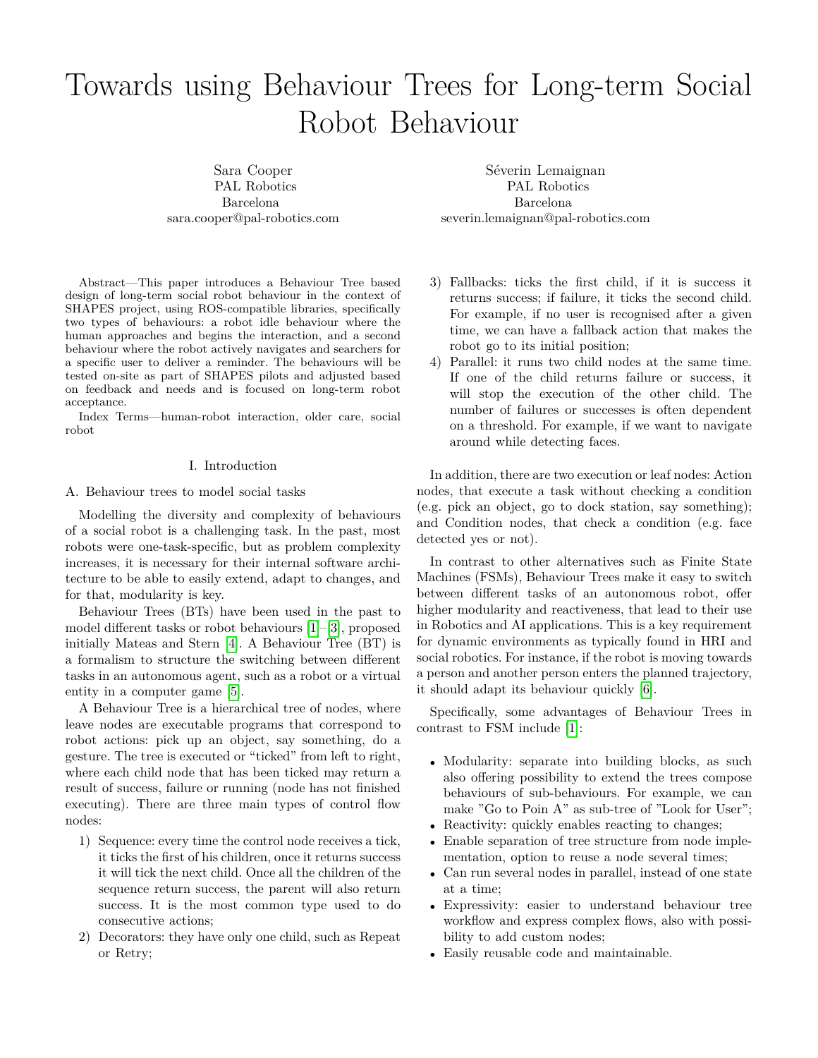# Towards using Behaviour Trees for Long-term Social Robot Behaviour

Sara Cooper
PAL Robotics
Barcelona
sara.cooper@pal-robotics.com

Séverin Lemaignan
PAL Robotics
Barcelona
severin.lemaignan@pal-robotics.com

Abstract—This paper introduces a Behaviour Tree based design of long-term social robot behaviour in the context of SHAPES project, using ROS-compatible libraries, specifically two types of behaviours: a robot idle behaviour where the human approaches and begins the interaction, and a second behaviour where the robot actively navigates and searchers for a specific user to deliver a reminder. The behaviours will be tested on-site as part of SHAPES pilots and adjusted based on feedback and needs and is focused on long-term robot acceptance.

Index Terms—human-robot interaction, older care, social robot

## I. Introduction

### A. Behaviour trees to model social tasks

Modelling the diversity and complexity of behaviours of a social robot is a challenging task. In the past, most robots were one-task-specific, but as problem complexity increases, it is necessary for their internal software architecture to be able to easily extend, adapt to changes, and for that, modularity is key.

Behaviour Trees (BTs) have been used in the past to model different tasks or robot behaviours [1]–[3], proposed initially Mateas and Stern [4]. A Behaviour Tree (BT) is a formalism to structure the switching between different tasks in an autonomous agent, such as a robot or a virtual entity in a computer game [5].

A Behaviour Tree is a hierarchical tree of nodes, where leave nodes are executable programs that correspond to robot actions: pick up an object, say something, do a gesture. The tree is executed or "ticked" from left to right, where each child node that has been ticked may return a result of success, failure or running (node has not finished executing). There are three main types of control flow nodes:

1) Sequence: every time the control node receives a tick, it ticks the first of his children, once it returns success it will tick the next child. Once all the children of the sequence return success, the parent will also return success. It is the most common type used to do consecutive actions;
2) Decorators: they have only one child, such as Repeat or Retry;
3) Fallbacks: ticks the first child, if it is success it returns success; if failure, it ticks the second child. For example, if no user is recognised after a given time, we can have a fallback action that makes the robot go to its initial position;
4) Parallel: it runs two child nodes at the same time. If one of the child returns failure or success, it will stop the execution of the other child. The number of failures or successes is often dependent on a threshold. For example, if we want to navigate around while detecting faces.

In addition, there are two execution or leaf nodes: Action nodes, that execute a task without checking a condition (e.g. pick an object, go to dock station, say something); and Condition nodes, that check a condition (e.g. face detected yes or not).

In contrast to other alternatives such as Finite State Machines (FSMs), Behaviour Trees make it easy to switch between different tasks of an autonomous robot, offer higher modularity and reactiveness, that lead to their use in Robotics and AI applications. This is a key requirement for dynamic environments as typically found in HRI and social robotics. For instance, if the robot is moving towards a person and another person enters the planned trajectory, it should adapt its behaviour quickly [6].

Specifically, some advantages of Behaviour Trees in contrast to FSM include [1]:

- Modularity: separate into building blocks, as such also offering possibility to extend the trees compose behaviours of sub-behaviours. For example, we can make "Go to Poin A" as sub-tree of "Look for User";
- Reactivity: quickly enables reacting to changes;
- Enable separation of tree structure from node implementation, option to reuse a node several times;
- Can run several nodes in parallel, instead of one state at a time;
- Expressivity: easier to understand behaviour tree workflow and express complex flows, also with possibility to add custom nodes;
- Easily reusable code and maintainable.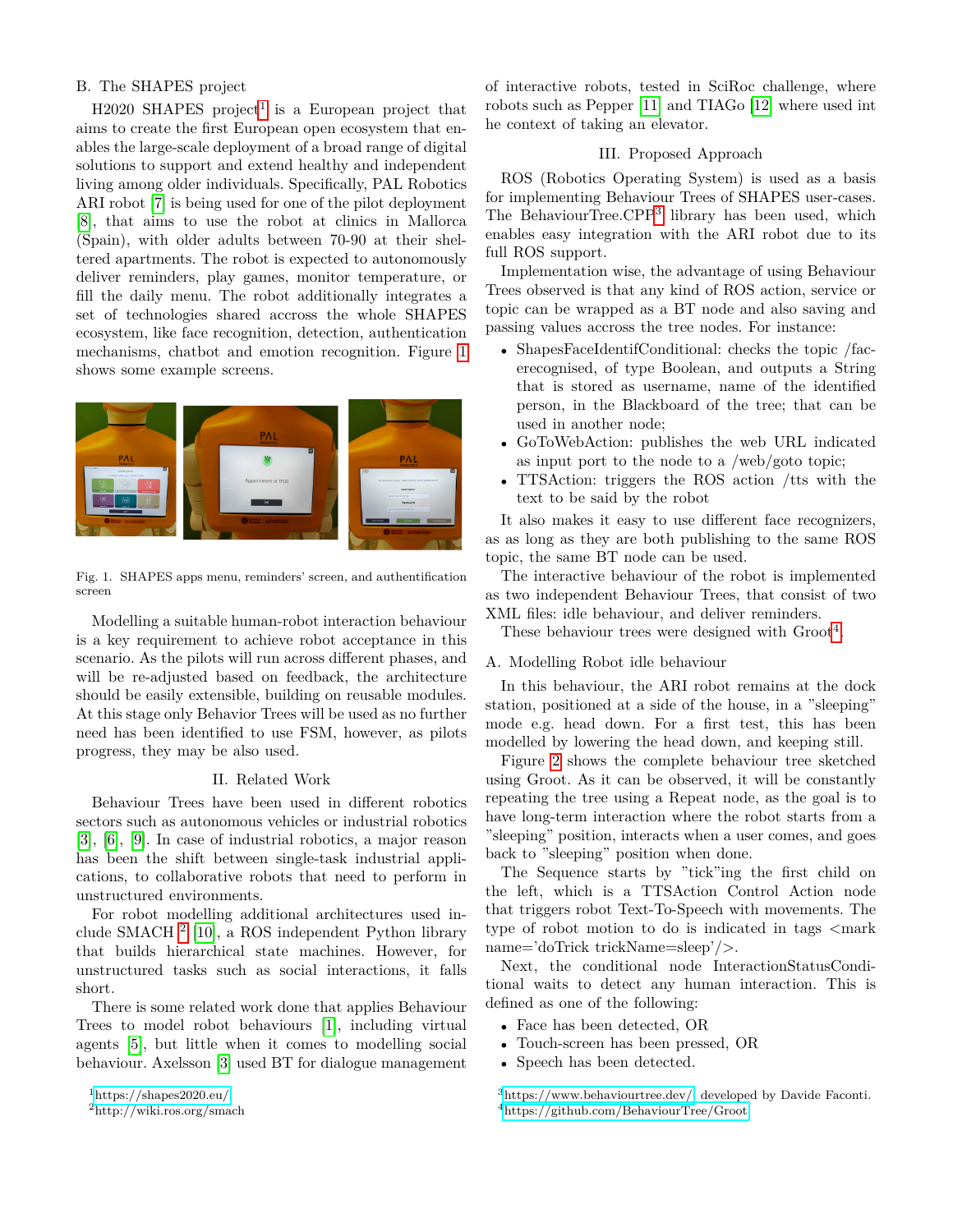## B. The SHAPES project

H2020 SHAPES project[1] is a European project that aims to create the first European open ecosystem that enables the large-scale deployment of a broad range of digital solutions to support and extend healthy and independent living among older individuals. Specifically, PAL Robotics ARI robot [7] is being used for one of the pilot deployment [8], that aims to use the robot at clinics in Mallorca (Spain), with older adults between 70-90 at their sheltered apartments. The robot is expected to autonomously deliver reminders, play games, monitor temperature, or fill the daily menu. The robot additionally integrates a set of technologies shared accross the whole SHAPES ecosystem, like face recognition, detection, authentication mechanisms, chatbot and emotion recognition. Figure 1 shows some example screens.

Fig. 1. SHAPES apps menu, reminders' screen, and authentification screen

Modelling a suitable human-robot interaction behaviour is a key requirement to achieve robot acceptance in this scenario. As the pilots will run across different phases, and will be re-adjusted based on feedback, the architecture should be easily extensible, building on reusable modules. At this stage only Behavior Trees will be used as no further need has been identified to use FSM, however, as pilots progress, they may be also used.

# II. Related Work

Behaviour Trees have been used in different robotics sectors such as autonomous vehicles or industrial robotics [3], [6], [9]. In case of industrial robotics, a major reason has been the shift between single-task industrial applications, to collaborative robots that need to perform in unstructured environments.

For robot modelling additional architectures used include SMACH [2] [10], a ROS independent Python library that builds hierarchical state machines. However, for unstructured tasks such as social interactions, it falls short.

There is some related work done that applies Behaviour Trees to model robot behaviours [1], including virtual agents [5], but little when it comes to modelling social behaviour. Axelsson [3] used BT for dialogue management of interactive robots, tested in SciRoc challenge, where robots such as Pepper [11] and TIAGo [12] where used int he context of taking an elevator.

# III. Proposed Approach

ROS (Robotics Operating System) is used as a basis for implementing Behaviour Trees of SHAPES user-cases. The BehaviourTree.CPP[3] library has been used, which enables easy integration with the ARI robot due to its full ROS support.

Implementation wise, the advantage of using Behaviour Trees observed is that any kind of ROS action, service or topic can be wrapped as a BT node and also saving and passing values accross the tree nodes. For instance:

- ShapesFaceIdentifConditional: checks the topic /facerecognised, of type Boolean, and outputs a String that is stored as username, name of the identified person, in the Blackboard of the tree; that can be used in another node;
- GoToWebAction: publishes the web URL indicated as input port to the node to a /web/goto topic;
- TTSAction: triggers the ROS action /tts with the text to be said by the robot

It also makes it easy to use different face recognizers, as as long as they are both publishing to the same ROS topic, the same BT node can be used.

The interactive behaviour of the robot is implemented as two independent Behaviour Trees, that consist of two XML files: idle behaviour, and deliver reminders.

These behaviour trees were designed with Groot[4].

## A. Modelling Robot idle behaviour

In this behaviour, the ARI robot remains at the dock station, positioned at a side of the house, in a "sleeping" mode e.g. head down. For a first test, this has been modelled by lowering the head down, and keeping still.

Figure 2 shows the complete behaviour tree sketched using Groot. As it can be observed, it will be constantly repeating the tree using a Repeat node, as the goal is to have long-term interaction where the robot starts from a "sleeping" position, interacts when a user comes, and goes back to "sleeping" position when done.

The Sequence starts by "tick"ing the first child on the left, which is a TTSAction Control Action node that triggers robot Text-To-Speech with movements. The type of robot motion to do is indicated in tags <mark name='doTrick trickName=sleep'/>.

Next, the conditional node InteractionStatusConditional waits to detect any human interaction. This is defined as one of the following:

- Face has been detected, OR
- Touch-screen has been pressed, OR
- Speech has been detected.

[1] https://shapes2020.eu/
[2] http://wiki.ros.org/smach
[3] https://www.behaviourtree.dev/, developed by Davide Faconti.
[4] https://github.com/BehaviourTree/Groot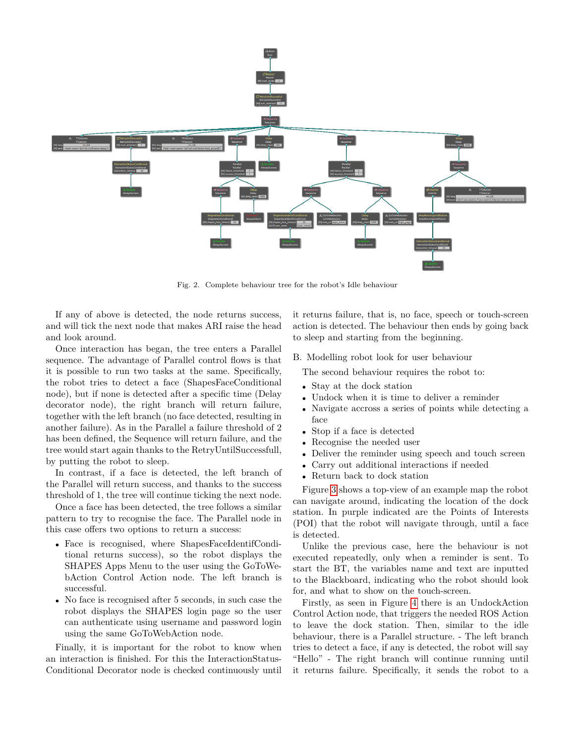Fig. 2. Complete behaviour tree for the robot's Idle behaviour

If any of above is detected, the node returns success, and will tick the next node that makes ARI raise the head and look around.

Once interaction has began, the tree enters a Parallel sequence. The advantage of Parallel control flows is that it is possible to run two tasks at the same. Specifically, the robot tries to detect a face (ShapesFaceConditional node), but if none is detected after a specific time (Delay decorator node), the right branch will return failure, together with the left branch (no face detected, resulting in another failure). As in the Parallel a failure threshold of 2 has been defined, the Sequence will return failure, and the tree would start again thanks to the RetryUntilSuccessfull, by putting the robot to sleep.

In contrast, if a face is detected, the left branch of the Parallel will return success, and thanks to the success threshold of 1, the tree will continue ticking the next node.

Once a face has been detected, the tree follows a similar pattern to try to recognise the face. The Parallel node in this case offers two options to return a success:

- Face is recognised, where ShapesFaceIdentifConditional returns success), so the robot displays the SHAPES Apps Menu to the user using the GoToWebAction Control Action node. The left branch is successful.
- No face is recognised after 5 seconds, in such case the robot displays the SHAPES login page so the user can authenticate using username and password login using the same GoToWebAction node.

Finally, it is important for the robot to know when an interaction is finished. For this the InteractionStatusConditional Decorator node is checked continuously until it returns failure, that is, no face, speech or touch-screen action is detected. The behaviour then ends by going back to sleep and starting from the beginning.

## B. Modelling robot look for user behaviour

The second behaviour requires the robot to:

- Stay at the dock station
- Undock when it is time to deliver a reminder
- Navigate accross a series of points while detecting a face
- Stop if a face is detected
- Recognise the needed user
- Deliver the reminder using speech and touch screen
- Carry out additional interactions if needed
- Return back to dock station

Figure 3 shows a top-view of an example map the robot can navigate around, indicating the location of the dock station. In purple indicated are the Points of Interests (POI) that the robot will navigate through, until a face is detected.

Unlike the previous case, here the behaviour is not executed repeatedly, only when a reminder is sent. To start the BT, the variables name and text are inputted to the Blackboard, indicating who the robot should look for, and what to show on the touch-screen.

Firstly, as seen in Figure 4 there is an UndockAction Control Action node, that triggers the needed ROS Action to leave the dock station. Then, similar to the idle behaviour, there is a Parallel structure. - The left branch tries to detect a face, if any is detected, the robot will say "Hello" - The right branch will continue running until it returns failure. Specifically, it sends the robot to a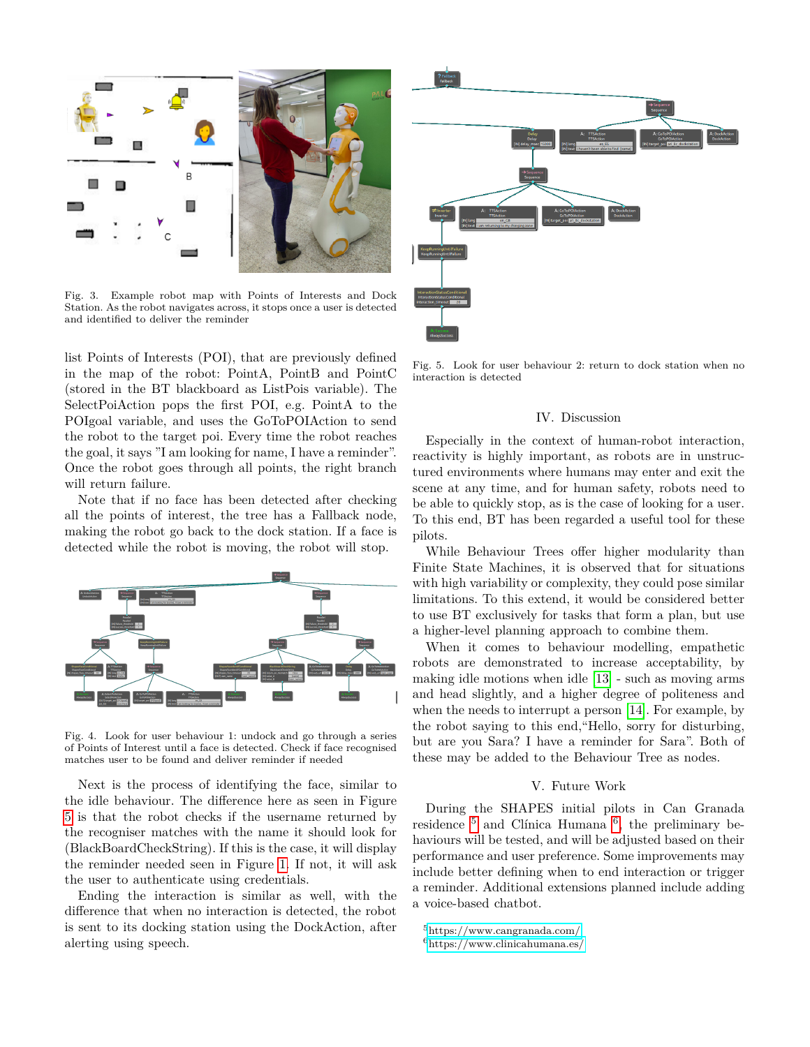Fig. 3. Example robot map with Points of Interests and Dock Station. As the robot navigates across, it stops once a user is detected and identified to deliver the reminder

list Points of Interests (POI), that are previously defined in the map of the robot: PointA, PointB and PointC (stored in the BT blackboard as ListPois variable). The SelectPoiAction pops the first POI, e.g. PointA to the POIgoal variable, and uses the GoToPOIAction to send the robot to the target poi. Every time the robot reaches the goal, it says "I am looking for name, I have a reminder". Once the robot goes through all points, the right branch will return failure.

Note that if no face has been detected after checking all the points of interest, the tree has a Fallback node, making the robot go back to the dock station. If a face is detected while the robot is moving, the robot will stop.

Fig. 4. Look for user behaviour 1: undock and go through a series of Points of Interest until a face is detected. Check if face recognised matches user to be found and deliver reminder if needed

Next is the process of identifying the face, similar to the idle behaviour. The difference here as seen in Figure 5 is that the robot checks if the username returned by the recogniser matches with the name it should look for (BlackBoardCheckString). If this is the case, it will display the reminder needed seen in Figure 1. If not, it will ask the user to authenticate using credentials.

Ending the interaction is similar as well, with the difference that when no interaction is detected, the robot is sent to its docking station using the DockAction, after alerting using speech.

Fig. 5. Look for user behaviour 2: return to dock station when no interaction is detected

## IV. Discussion

Especially in the context of human-robot interaction, reactivity is highly important, as robots are in unstructured environments where humans may enter and exit the scene at any time, and for human safety, robots need to be able to quickly stop, as is the case of looking for a user. To this end, BT has been regarded a useful tool for these pilots.

While Behaviour Trees offer higher modularity than Finite State Machines, it is observed that for situations with high variability or complexity, they could pose similar limitations. To this extend, it would be considered better to use BT exclusively for tasks that form a plan, but use a higher-level planning approach to combine them.

When it comes to behaviour modelling, empathetic robots are demonstrated to increase acceptability, by making idle motions when idle [13] - such as moving arms and head slightly, and a higher degree of politeness and when the needs to interrupt a person [14]. For example, by the robot saying to this end,"Hello, sorry for disturbing, but are you Sara? I have a reminder for Sara". Both of these may be added to the Behaviour Tree as nodes.

## V. Future Work

During the SHAPES initial pilots in Can Granada residence [5] and Clínica Humana [6], the preliminary behaviours will be tested, and will be adjusted based on their performance and user preference. Some improvements may include better defining when to end interaction or trigger a reminder. Additional extensions planned include adding a voice-based chatbot.

[5] https://www.cangranada.com/

[6] https://www.clinicahumana.es/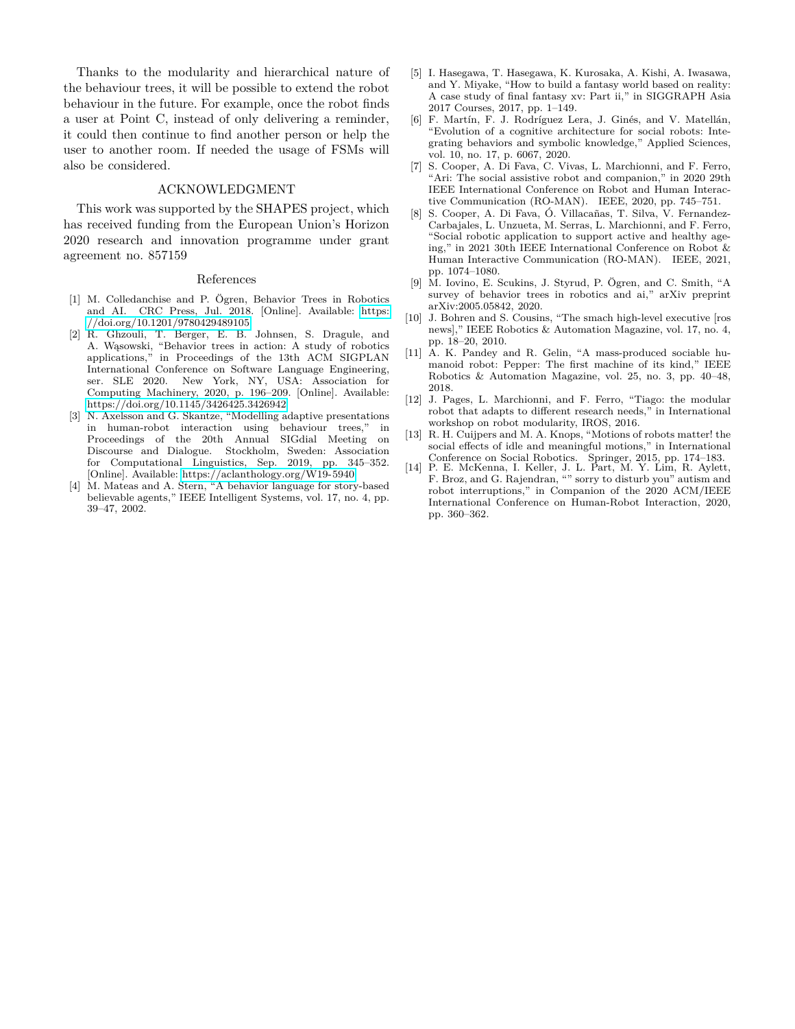Thanks to the modularity and hierarchical nature of the behaviour trees, it will be possible to extend the robot behaviour in the future. For example, once the robot finds a user at Point C, instead of only delivering a reminder, it could then continue to find another person or help the user to another room. If needed the usage of FSMs will also be considered.

## ACKNOWLEDGMENT

This work was supported by the SHAPES project, which has received funding from the European Union's Horizon 2020 research and innovation programme under grant agreement no. 857159

## References

[1] M. Colledanchise and P. Ögren, Behavior Trees in Robotics and AI. CRC Press, Jul. 2018. [Online]. Available: https://doi.org/10.1201/9780429489105

[2] R. Ghzouli, T. Berger, E. B. Johnsen, S. Dragule, and A. Wąsowski, "Behavior trees in action: A study of robotics applications," in Proceedings of the 13th ACM SIGPLAN International Conference on Software Language Engineering, ser. SLE 2020. New York, NY, USA: Association for Computing Machinery, 2020, p. 196–209. [Online]. Available: https://doi.org/10.1145/3426425.3426942

[3] N. Axelsson and G. Skantze, "Modelling adaptive presentations in human-robot interaction using behaviour trees," in Proceedings of the 20th Annual SIGdial Meeting on Discourse and Dialogue. Stockholm, Sweden: Association for Computational Linguistics, Sep. 2019, pp. 345–352. [Online]. Available: https://aclanthology.org/W19-5940

[4] M. Mateas and A. Stern, "A behavior language for story-based believable agents," IEEE Intelligent Systems, vol. 17, no. 4, pp. 39–47, 2002.

[5] I. Hasegawa, T. Hasegawa, K. Kurosaka, A. Kishi, A. Iwasawa, and Y. Miyake, "How to build a fantasy world based on reality: A case study of final fantasy xv: Part ii," in SIGGRAPH Asia 2017 Courses, 2017, pp. 1–149.

[6] F. Martín, F. J. Rodríguez Lera, J. Ginés, and V. Matellán, "Evolution of a cognitive architecture for social robots: Integrating behaviors and symbolic knowledge," Applied Sciences, vol. 10, no. 17, p. 6067, 2020.

[7] S. Cooper, A. Di Fava, C. Vivas, L. Marchionni, and F. Ferro, "Ari: The social assistive robot and companion," in 2020 29th IEEE International Conference on Robot and Human Interactive Communication (RO-MAN). IEEE, 2020, pp. 745–751.

[8] S. Cooper, A. Di Fava, Ó. Villacañas, T. Silva, V. Fernandez-Carbajales, L. Unzueta, M. Serras, L. Marchionni, and F. Ferro, "Social robotic application to support active and healthy ageing," in 2021 30th IEEE International Conference on Robot & Human Interactive Communication (RO-MAN). IEEE, 2021, pp. 1074–1080.

[9] M. Iovino, E. Scukins, J. Styrud, P. Ögren, and C. Smith, "A survey of behavior trees in robotics and ai," arXiv preprint arXiv:2005.05842, 2020.

[10] J. Bohren and S. Cousins, "The smach high-level executive [ros news]," IEEE Robotics & Automation Magazine, vol. 17, no. 4, pp. 18–20, 2010.

[11] A. K. Pandey and R. Gelin, "A mass-produced sociable humanoid robot: Pepper: The first machine of its kind," IEEE Robotics & Automation Magazine, vol. 25, no. 3, pp. 40–48, 2018.

[12] J. Pages, L. Marchionni, and F. Ferro, "Tiago: the modular robot that adapts to different research needs," in International workshop on robot modularity, IROS, 2016.

[13] R. H. Cuijpers and M. A. Knops, "Motions of robots matter! the social effects of idle and meaningful motions," in International Conference on Social Robotics. Springer, 2015, pp. 174–183.

[14] P. E. McKenna, I. Keller, J. L. Part, M. Y. Lim, R. Aylett, F. Broz, and G. Rajendran, "" sorry to disturb you" autism and robot interruptions," in Companion of the 2020 ACM/IEEE International Conference on Human-Robot Interaction, 2020, pp. 360–362.